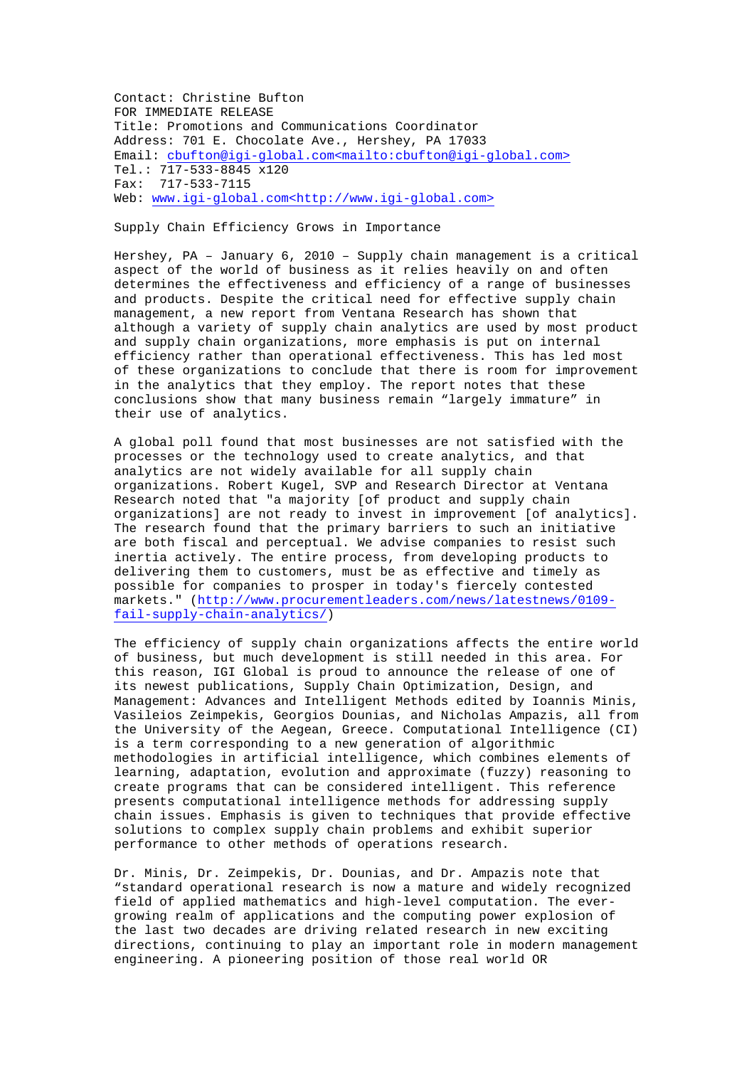Contact: Christine Bufton
FOR IMMEDIATE RELEASE
Title: Promotions and Communications Coordinator
Address: 701 E. Chocolate Ave., Hershey, PA 17033
Email: cbufton@igi-global.com<mailto:cbufton@igi-global.com>
Tel.: 717-533-8845 x120
Fax: 717-533-7115
Web: www.igi-global.com<http://www.igi-global.com>

Supply Chain Efficiency Grows in Importance

Hershey, PA – January 6, 2010 – Supply chain management is a critical aspect of the world of business as it relies heavily on and often determines the effectiveness and efficiency of a range of businesses and products. Despite the critical need for effective supply chain management, a new report from Ventana Research has shown that although a variety of supply chain analytics are used by most product and supply chain organizations, more emphasis is put on internal efficiency rather than operational effectiveness. This has led most of these organizations to conclude that there is room for improvement in the analytics that they employ. The report notes that these conclusions show that many business remain "largely immature" in their use of analytics.

A global poll found that most businesses are not satisfied with the processes or the technology used to create analytics, and that analytics are not widely available for all supply chain organizations. Robert Kugel, SVP and Research Director at Ventana Research noted that "a majority [of product and supply chain organizations] are not ready to invest in improvement [of analytics]. The research found that the primary barriers to such an initiative are both fiscal and perceptual. We advise companies to resist such inertia actively. The entire process, from developing products to delivering them to customers, must be as effective and timely as possible for companies to prosper in today's fiercely contested markets." (http://www.procurementleaders.com/news/latestnews/0109-fail-supply-chain-analytics/)

The efficiency of supply chain organizations affects the entire world of business, but much development is still needed in this area. For this reason, IGI Global is proud to announce the release of one of its newest publications, Supply Chain Optimization, Design, and Management: Advances and Intelligent Methods edited by Ioannis Minis, Vasileios Zeimpekis, Georgios Dounias, and Nicholas Ampazis, all from the University of the Aegean, Greece. Computational Intelligence (CI) is a term corresponding to a new generation of algorithmic methodologies in artificial intelligence, which combines elements of learning, adaptation, evolution and approximate (fuzzy) reasoning to create programs that can be considered intelligent. This reference presents computational intelligence methods for addressing supply chain issues. Emphasis is given to techniques that provide effective solutions to complex supply chain problems and exhibit superior performance to other methods of operations research.

Dr. Minis, Dr. Zeimpekis, Dr. Dounias, and Dr. Ampazis note that "standard operational research is now a mature and widely recognized field of applied mathematics and high-level computation. The ever-growing realm of applications and the computing power explosion of the last two decades are driving related research in new exciting directions, continuing to play an important role in modern management engineering. A pioneering position of those real world OR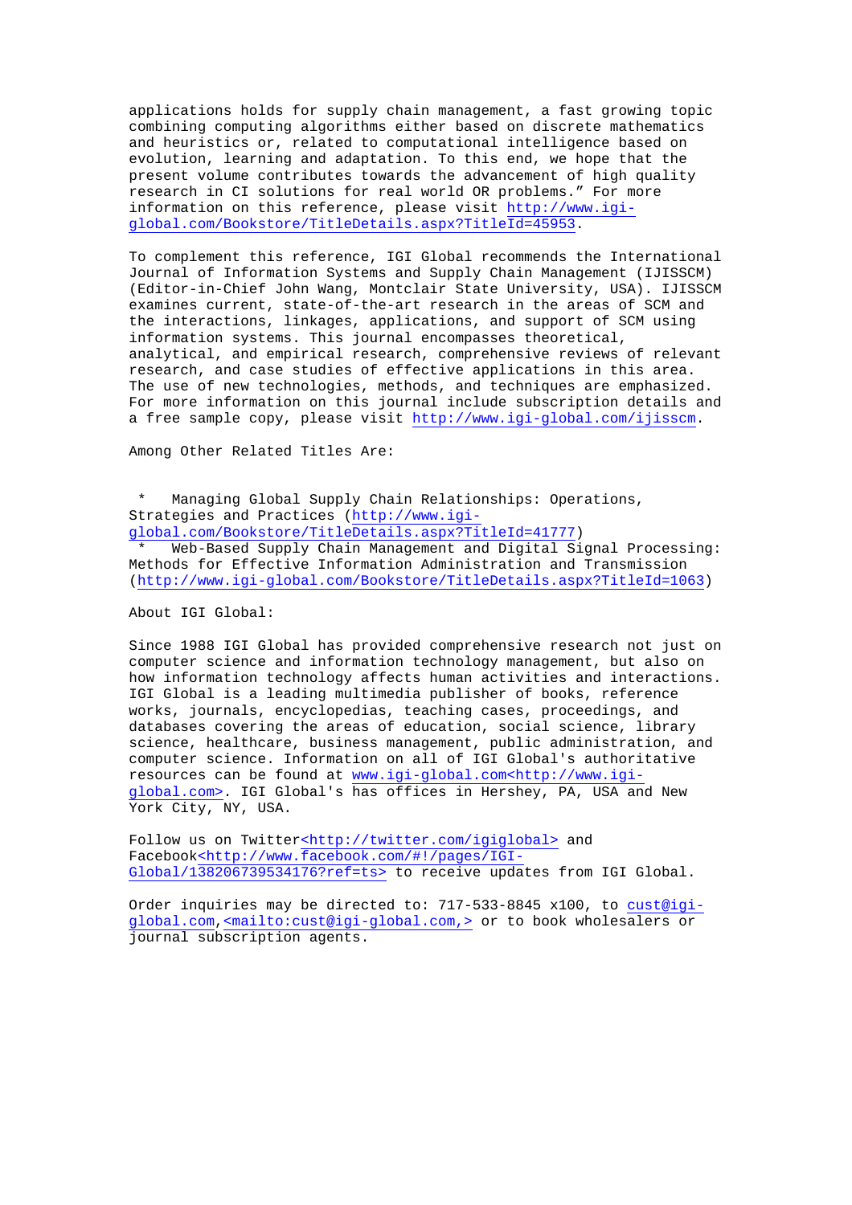applications holds for supply chain management, a fast growing topic combining computing algorithms either based on discrete mathematics and heuristics or, related to computational intelligence based on evolution, learning and adaptation. To this end, we hope that the present volume contributes towards the advancement of high quality research in CI solutions for real world OR problems." For more information on this reference, please visit http://www.igi-global.com/Bookstore/TitleDetails.aspx?TitleId=45953.

To complement this reference, IGI Global recommends the International Journal of Information Systems and Supply Chain Management (IJISSCM) (Editor-in-Chief John Wang, Montclair State University, USA). IJISSCM examines current, state-of-the-art research in the areas of SCM and the interactions, linkages, applications, and support of SCM using information systems. This journal encompasses theoretical, analytical, and empirical research, comprehensive reviews of relevant research, and case studies of effective applications in this area. The use of new technologies, methods, and techniques are emphasized. For more information on this journal include subscription details and a free sample copy, please visit http://www.igi-global.com/ijisscm.

Among Other Related Titles Are:

* Managing Global Supply Chain Relationships: Operations, Strategies and Practices (http://www.igi-global.com/Bookstore/TitleDetails.aspx?TitleId=41777)
* Web-Based Supply Chain Management and Digital Signal Processing: Methods for Effective Information Administration and Transmission (http://www.igi-global.com/Bookstore/TitleDetails.aspx?TitleId=1063)

About IGI Global:

Since 1988 IGI Global has provided comprehensive research not just on computer science and information technology management, but also on how information technology affects human activities and interactions. IGI Global is a leading multimedia publisher of books, reference works, journals, encyclopedias, teaching cases, proceedings, and databases covering the areas of education, social science, library science, healthcare, business management, public administration, and computer science. Information on all of IGI Global's authoritative resources can be found at www.igi-global.com<http://www.igi-global.com>. IGI Global's has offices in Hershey, PA, USA and New York City, NY, USA.

Follow us on Twitter<http://twitter.com/igiglobal> and Facebook<http://www.facebook.com/#!/pages/IGI-Global/138206739534176?ref=ts> to receive updates from IGI Global.

Order inquiries may be directed to: 717-533-8845 x100, to cust@igi-global.com,<mailto:cust@igi-global.com,> or to book wholesalers or journal subscription agents.